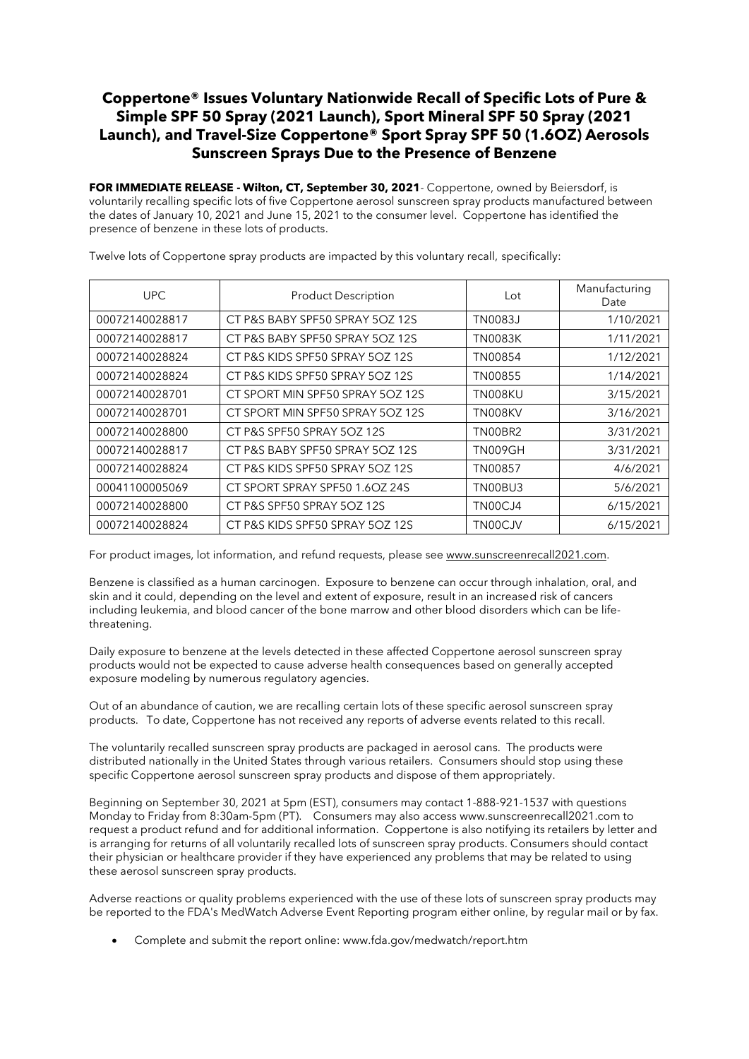# Coppertone® Issues Voluntary Nationwide Recall of Specific Lots of Pure & Simple SPF 50 Spray (2021 Launch), Sport Mineral SPF 50 Spray (2021 Launch), and Travel-Size Coppertone® Sport Spray SPF 50 (1.6OZ) Aerosols Sunscreen Sprays Due to the Presence of Benzene

**FOR IMMEDIATE RELEASE - Wilton, CT, September 30, 2021**- Coppertone, owned by Beiersdorf, is voluntarily recalling specific lots of five Coppertone aerosol sunscreen spray products manufactured between the dates of January 10, 2021 and June 15, 2021 to the consumer level. Coppertone has identified the presence of benzene in these lots of products.

Twelve lots of Coppertone spray products are impacted by this voluntary recall, specifically:

| UPC | Product Description | Lot | Manufacturing Date |
|---|---|---|---|
| 00072140028817 | CT P&S BABY SPF50 SPRAY 5OZ 12S | TN0083J | 1/10/2021 |
| 00072140028817 | CT P&S BABY SPF50 SPRAY 5OZ 12S | TN0083K | 1/11/2021 |
| 00072140028824 | CT P&S KIDS SPF50 SPRAY 5OZ 12S | TN00854 | 1/12/2021 |
| 00072140028824 | CT P&S KIDS SPF50 SPRAY 5OZ 12S | TN00855 | 1/14/2021 |
| 00072140028701 | CT SPORT MIN SPF50 SPRAY 5OZ 12S | TN008KU | 3/15/2021 |
| 00072140028701 | CT SPORT MIN SPF50 SPRAY 5OZ 12S | TN008KV | 3/16/2021 |
| 00072140028800 | CT P&S SPF50 SPRAY 5OZ 12S | TN00BR2 | 3/31/2021 |
| 00072140028817 | CT P&S BABY SPF50 SPRAY 5OZ 12S | TN009GH | 3/31/2021 |
| 00072140028824 | CT P&S KIDS SPF50 SPRAY 5OZ 12S | TN00857 | 4/6/2021 |
| 00041100005069 | CT SPORT SPRAY SPF50 1.6OZ 24S | TN00BU3 | 5/6/2021 |
| 00072140028800 | CT P&S SPF50 SPRAY 5OZ 12S | TN00CJ4 | 6/15/2021 |
| 00072140028824 | CT P&S KIDS SPF50 SPRAY 5OZ 12S | TN00CJV | 6/15/2021 |

For product images, lot information, and refund requests, please see www.sunscreenrecall2021.com.

Benzene is classified as a human carcinogen. Exposure to benzene can occur through inhalation, oral, and skin and it could, depending on the level and extent of exposure, result in an increased risk of cancers including leukemia, and blood cancer of the bone marrow and other blood disorders which can be life-threatening.

Daily exposure to benzene at the levels detected in these affected Coppertone aerosol sunscreen spray products would not be expected to cause adverse health consequences based on generally accepted exposure modeling by numerous regulatory agencies.

Out of an abundance of caution, we are recalling certain lots of these specific aerosol sunscreen spray products. To date, Coppertone has not received any reports of adverse events related to this recall.

The voluntarily recalled sunscreen spray products are packaged in aerosol cans. The products were distributed nationally in the United States through various retailers. Consumers should stop using these specific Coppertone aerosol sunscreen spray products and dispose of them appropriately.

Beginning on September 30, 2021 at 5pm (EST), consumers may contact 1-888-921-1537 with questions Monday to Friday from 8:30am-5pm (PT). Consumers may also access www.sunscreenrecall2021.com to request a product refund and for additional information. Coppertone is also notifying its retailers by letter and is arranging for returns of all voluntarily recalled lots of sunscreen spray products. Consumers should contact their physician or healthcare provider if they have experienced any problems that may be related to using these aerosol sunscreen spray products.

Adverse reactions or quality problems experienced with the use of these lots of sunscreen spray products may be reported to the FDA's MedWatch Adverse Event Reporting program either online, by regular mail or by fax.

- Complete and submit the report online: www.fda.gov/medwatch/report.htm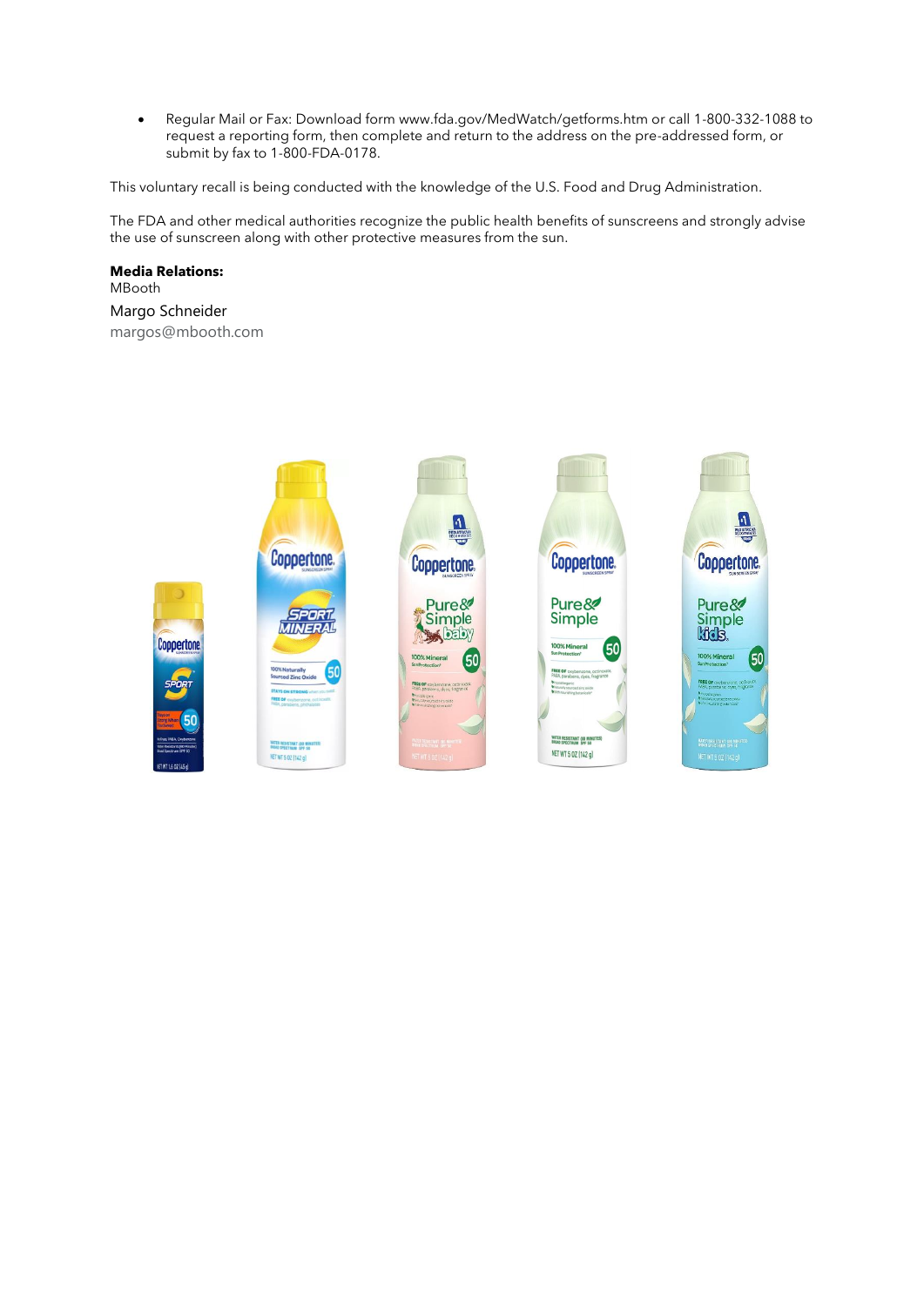- Regular Mail or Fax: Download form www.fda.gov/MedWatch/getforms.htm or call 1-800-332-1088 to request a reporting form, then complete and return to the address on the pre-addressed form, or submit by fax to 1-800-FDA-0178.

This voluntary recall is being conducted with the knowledge of the U.S. Food and Drug Administration.

The FDA and other medical authorities recognize the public health benefits of sunscreens and strongly advise the use of sunscreen along with other protective measures from the sun.

**Media Relations:**
MBooth
Margo Schneider
margos@mbooth.com